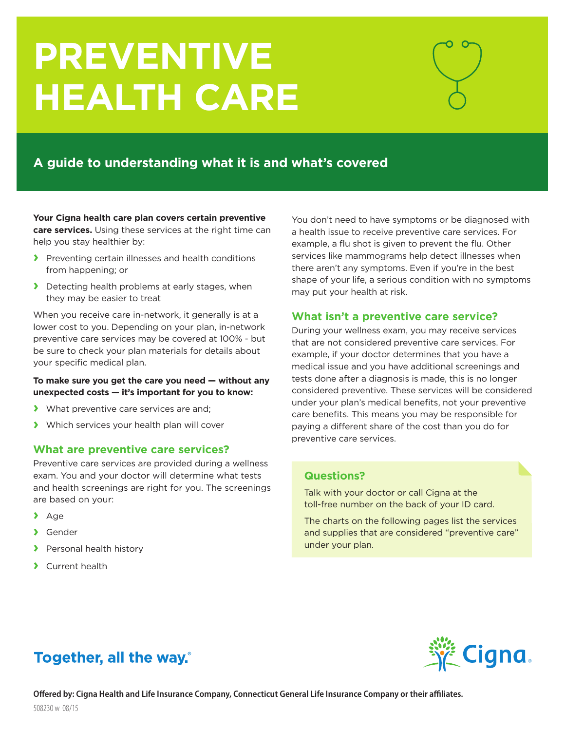# PREVENTIVE HEALTH CARE

## A guide to understanding what it is and what's covered

**Your Cigna health care plan covers certain preventive care services.** Using these services at the right time can help you stay healthier by:

- Preventing certain illnesses and health conditions from happening; or
- Detecting health problems at early stages, when they may be easier to treat

When you receive care in-network, it generally is at a lower cost to you. Depending on your plan, in-network preventive care services may be covered at 100% - but be sure to check your plan materials for details about your specific medical plan.

**To make sure you get the care you need — without any unexpected costs — it's important for you to know:**

- What preventive care services are and;
- Which services your health plan will cover

### What are preventive care services?

Preventive care services are provided during a wellness exam. You and your doctor will determine what tests and health screenings are right for you. The screenings are based on your:

- Age
- Gender
- Personal health history
- Current health

You don't need to have symptoms or be diagnosed with a health issue to receive preventive care services. For example, a flu shot is given to prevent the flu. Other services like mammograms help detect illnesses when there aren't any symptoms. Even if you're in the best shape of your life, a serious condition with no symptoms may put your health at risk.

### What isn't a preventive care service?

During your wellness exam, you may receive services that are not considered preventive care services. For example, if your doctor determines that you have a medical issue and you have additional screenings and tests done after a diagnosis is made, this is no longer considered preventive. These services will be considered under your plan's medical benefits, not your preventive care benefits. This means you may be responsible for paying a different share of the cost than you do for preventive care services.

### Questions?

Talk with your doctor or call Cigna at the toll-free number on the back of your ID card.

The charts on the following pages list the services and supplies that are considered "preventive care" under your plan.

Together, all the way.®

Cigna.

Offered by: Cigna Health and Life Insurance Company, Connecticut General Life Insurance Company or their affiliates.

508230 w 08/15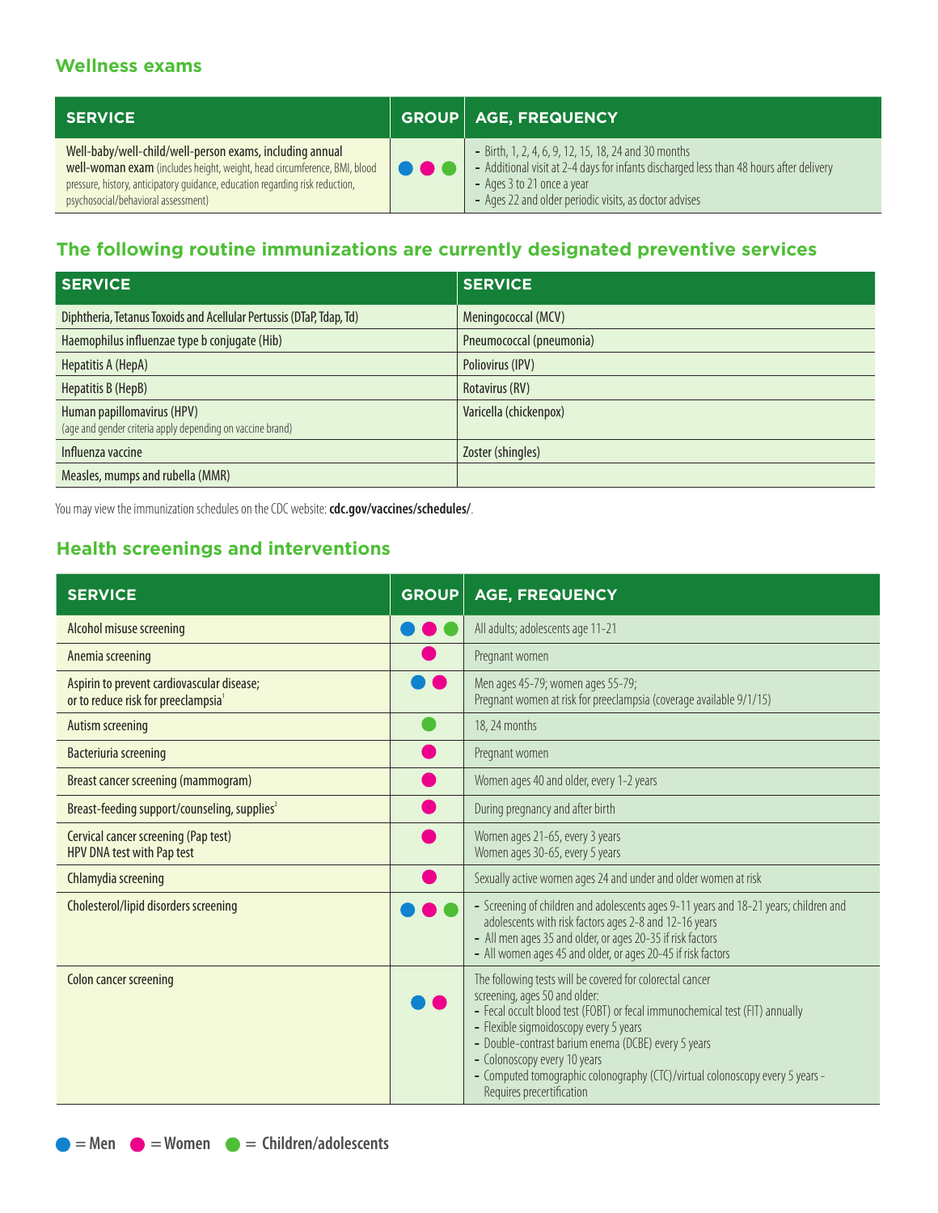## Wellness exams

| SERVICE | GROUP | AGE, FREQUENCY |
|---|---|---|
| Well-baby/well-child/well-person exams, including annual **well-woman exam** (includes height, weight, head circumference, BMI, blood pressure, history, anticipatory guidance, education regarding risk reduction, psychosocial/behavioral assessment) | Men, Women, Children/adolescents | - Birth, 1, 2, 4, 6, 9, 12, 15, 18, 24 and 30 months<br>- Additional visit at 2-4 days for infants discharged less than 48 hours after delivery<br>- Ages 3 to 21 once a year<br>- Ages 22 and older periodic visits, as doctor advises |

## The following routine immunizations are currently designated preventive services

| SERVICE | SERVICE |
|---|---|
| Diphtheria, Tetanus Toxoids and Acellular Pertussis (DTaP, Tdap, Td) | Meningococcal (MCV) |
| Haemophilus influenzae type b conjugate (Hib) | Pneumococcal (pneumonia) |
| Hepatitis A (HepA) | Poliovirus (IPV) |
| Hepatitis B (HepB) | Rotavirus (RV) |
| Human papillomavirus (HPV)<br>(age and gender criteria apply depending on vaccine brand) | Varicella (chickenpox) |
| Influenza vaccine | Zoster (shingles) |
| Measles, mumps and rubella (MMR) | |

You may view the immunization schedules on the CDC website: **cdc.gov/vaccines/schedules/**.

## Health screenings and interventions

| SERVICE | GROUP | AGE, FREQUENCY |
|---|---|---|
| Alcohol misuse screening | Men, Women, Children/adolescents | All adults; adolescents age 11-21 |
| Anemia screening | Women | Pregnant women |
| Aspirin to prevent cardiovascular disease; or to reduce risk for preeclampsia[1] | Men, Women | Men ages 45-79; women ages 55-79;<br>Pregnant women at risk for preeclampsia (coverage available 9/1/15) |
| Autism screening | Children/adolescents | 18, 24 months |
| Bacteriuria screening | Women | Pregnant women |
| Breast cancer screening (mammogram) | Women | Women ages 40 and older, every 1-2 years |
| Breast-feeding support/counseling, supplies[2] | Women | During pregnancy and after birth |
| Cervical cancer screening (Pap test)<br>HPV DNA test with Pap test | Women | Women ages 21-65, every 3 years<br>Women ages 30-65, every 5 years |
| Chlamydia screening | Women | Sexually active women ages 24 and under and older women at risk |
| Cholesterol/lipid disorders screening | Men, Women, Children/adolescents | - Screening of children and adolescents ages 9-11 years and 18-21 years; children and adolescents with risk factors ages 2-8 and 12-16 years<br>- All men ages 35 and older, or ages 20-35 if risk factors<br>- All women ages 45 and older, or ages 20-45 if risk factors |
| Colon cancer screening | Men, Women | The following tests will be covered for colorectal cancer screening, ages 50 and older:<br>- Fecal occult blood test (FOBT) or fecal immunochemical test (FIT) annually<br>- Flexible sigmoidoscopy every 5 years<br>- Double-contrast barium enema (DCBE) every 5 years<br>- Colonoscopy every 10 years<br>- Computed tomographic colonography (CTC)/virtual colonoscopy every 5 years - Requires precertification |

● = Men ● = Women ● = Children/adolescents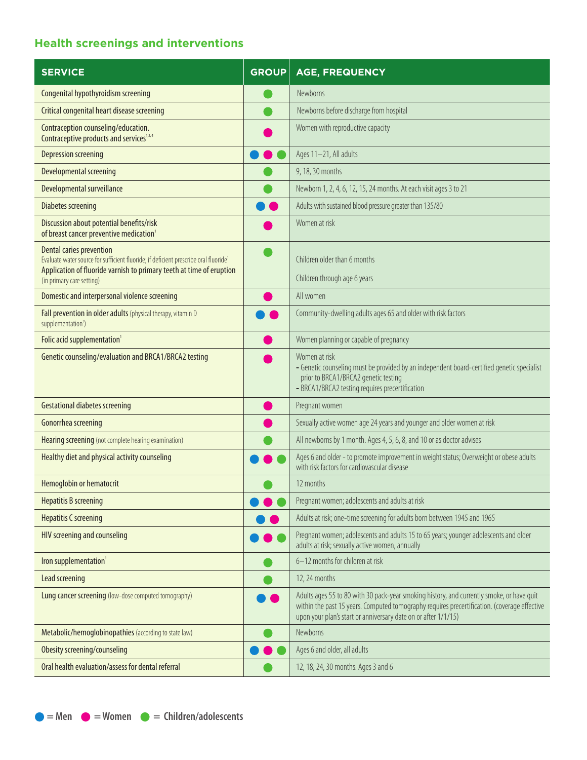## Health screenings and interventions

| SERVICE | GROUP | AGE, FREQUENCY |
|---|---|---|
| Congenital hypothyroidism screening | Children/adolescents | Newborns |
| Critical congenital heart disease screening | Children/adolescents | Newborns before discharge from hospital |
| Contraception counseling/education. Contraceptive products and services[1,3,4] | Women | Women with reproductive capacity |
| Depression screening | Men, Women, Children/adolescents | Ages 11–21, All adults |
| Developmental screening | Children/adolescents | 9, 18, 30 months |
| Developmental surveillance | Children/adolescents | Newborn 1, 2, 4, 6, 12, 15, 24 months. At each visit ages 3 to 21 |
| Diabetes screening | Men, Women | Adults with sustained blood pressure greater than 135/80 |
| Discussion about potential benefits/risk of breast cancer preventive medication[1] | Women | Women at risk |
| Dental caries prevention<br>Evaluate water source for sufficient fluoride; if deficient prescribe oral fluoride[1]<br>Application of fluoride varnish to primary teeth at time of eruption (in primary care setting) | Children/adolescents | Children older than 6 months<br><br>Children through age 6 years |
| Domestic and interpersonal violence screening | Women | All women |
| Fall prevention in older adults (physical therapy, vitamin D supplementation[1]) | Men, Women | Community-dwelling adults ages 65 and older with risk factors |
| Folic acid supplementation[1] | Women | Women planning or capable of pregnancy |
| Genetic counseling/evaluation and BRCA1/BRCA2 testing | Women | Women at risk<br>- Genetic counseling must be provided by an independent board-certified genetic specialist prior to BRCA1/BRCA2 genetic testing<br>- BRCA1/BRCA2 testing requires precertification |
| Gestational diabetes screening | Women | Pregnant women |
| Gonorrhea screening | Women | Sexually active women age 24 years and younger and older women at risk |
| Hearing screening (not complete hearing examination) | Children/adolescents | All newborns by 1 month. Ages 4, 5, 6, 8, and 10 or as doctor advises |
| Healthy diet and physical activity counseling | Men, Women, Children/adolescents | Ages 6 and older - to promote improvement in weight status; Overweight or obese adults with risk factors for cardiovascular disease |
| Hemoglobin or hematocrit | Children/adolescents | 12 months |
| Hepatitis B screening | Men, Women, Children/adolescents | Pregnant women; adolescents and adults at risk |
| Hepatitis C screening | Men, Women | Adults at risk; one-time screening for adults born between 1945 and 1965 |
| HIV screening and counseling | Men, Women, Children/adolescents | Pregnant women; adolescents and adults 15 to 65 years; younger adolescents and older adults at risk; sexually active women, annually |
| Iron supplementation[1] | Children/adolescents | 6–12 months for children at risk |
| Lead screening | Children/adolescents | 12, 24 months |
| Lung cancer screening (low-dose computed tomography) | Men, Women | Adults ages 55 to 80 with 30 pack-year smoking history, and currently smoke, or have quit within the past 15 years. Computed tomography requires precertification. (coverage effective upon your plan's start or anniversary date on or after 1/1/15) |
| Metabolic/hemoglobinopathies (according to state law) | Children/adolescents | Newborns |
| Obesity screening/counseling | Men, Women, Children/adolescents | Ages 6 and older, all adults |
| Oral health evaluation/assess for dental referral | Children/adolescents | 12, 18, 24, 30 months. Ages 3 and 6 |

● = Men ● = Women ● = Children/adolescents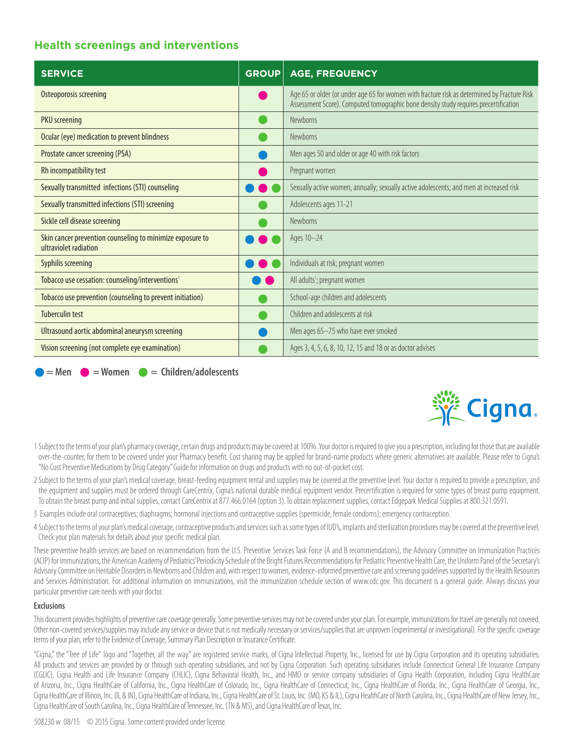## Health screenings and interventions

| SERVICE | GROUP | AGE, FREQUENCY |
| --- | --- | --- |
| Osteoporosis screening | Women | Age 65 or older (or under age 65 for women with fracture risk as determined by Fracture Risk Assessment Score). Computed tomographic bone density study requires precertification |
| PKU screening | Children/adolescents | Newborns |
| Ocular (eye) medication to prevent blindness | Children/adolescents | Newborns |
| Prostate cancer screening (PSA) | Men | Men ages 50 and older or age 40 with risk factors |
| Rh incompatibility test | Women | Pregnant women |
| Sexually transmitted infections (STI) counseling | Men, Women, Children/adolescents | Sexually active women, annually; sexually active adolescents; and men at increased risk |
| Sexually transmitted infections (STI) screening | Children/adolescents | Adolescents ages 11-21 |
| Sickle cell disease screening | Children/adolescents | Newborns |
| Skin cancer prevention counseling to minimize exposure to ultraviolet radiation | Men, Women, Children/adolescents | Ages 10–24 |
| Syphilis screening | Men, Women, Children/adolescents | Individuals at risk; pregnant women |
| Tobacco use cessation: counseling/interventions[1] | Men, Women | All adults[1]; pregnant women |
| Tobacco use prevention (counseling to prevent initiation) | Children/adolescents | School-age children and adolescents |
| Tuberculin test | Children/adolescents | Children and adolescents at risk |
| Ultrasound aortic abdominal aneurysm screening | Men | Men ages 65–75 who have ever smoked |
| Vision screening (not complete eye examination) | Children/adolescents | Ages 3, 4, 5, 6, 8, 10, 12, 15 and 18 or as doctor advises |

● = Men ● = Women ● = Children/adolescents

Cigna.

1 Subject to the terms of your plan's pharmacy coverage, certain drugs and products may be covered at 100%. Your doctor is required to give you a prescription, including for those that are available over-the-counter, for them to be covered under your Pharmacy benefit. Cost sharing may be applied for brand-name products where generic alternatives are available. Please refer to Cigna's "No Cost Preventive Medications by Drug Category" Guide for information on drugs and products with no out-of-pocket cost.

2 Subject to the terms of your plan's medical coverage, breast-feeding equipment rental and supplies may be covered at the preventive level. Your doctor is required to provide a prescription, and the equipment and supplies must be ordered through CareCentrix, Cigna's national durable medical equipment vendor. Precertification is required for some types of breast pump equipment. To obtain the breast pump and initial supplies, contact CareCentrix at 877.466.0164 (option 3). To obtain replacement supplies, contact Edgepark Medical Supplies at 800.321.0591.

3 Examples include oral contraceptives; diaphragms; hormonal injections and contraceptive supplies (spermicide, female condoms); emergency contraception.

4 Subject to the terms of your plan's medical coverage, contraceptive products and services such as some types of IUD's, implants and sterilization procedures may be covered at the preventive level. Check your plan materials for details about your specific medical plan.

These preventive health services are based on recommendations from the U.S. Preventive Services Task Force (A and B recommendations), the Advisory Committee on Immunization Practices (ACIP) for immunizations, the American Academy of Pediatrics' Periodicity Schedule of the Bright Futures Recommendations for Pediatric Preventive Health Care, the Uniform Panel of the Secretary's Advisory Committee on Heritable Disorders in Newborns and Children and, with respect to women, evidence-informed preventive care and screening guidelines supported by the Health Resources and Services Administration. For additional information on immunizations, visit the immunization schedule section of www.cdc.gov. This document is a general guide. Always discuss your particular preventive care needs with your doctor.

**Exclusions**

This document provides highlights of preventive care coverage generally. Some preventive services may not be covered under your plan. For example, immunizations for travel are generally not covered. Other non-covered services/supplies may include any service or device that is not medically necessary or services/supplies that are unproven (experimental or investigational). For the specific coverage terms of your plan, refer to the Evidence of Coverage, Summary Plan Description or Insurance Certificate.

"Cigna," the "Tree of Life" logo and "Together, all the way." are registered service marks, of Cigna Intellectual Property, Inc., licensed for use by Cigna Corporation and its operating subsidiaries. All products and services are provided by or through such operating subsidiaries, and not by Cigna Corporation. Such operating subsidiaries include Connecticut General Life Insurance Company (CGLIC), Cigna Health and Life Insurance Company (CHLIC), Cigna Behavioral Health, Inc., and HMO or service company subsidiaries of Cigna Health Corporation, including Cigna HealthCare of Arizona, Inc., Cigna HealthCare of California, Inc., Cigna HealthCare of Colorado, Inc., Cigna HealthCare of Connecticut, Inc., Cigna HealthCare of Florida, Inc., Cigna HealthCare of Georgia, Inc., Cigna HealthCare of Illinois, Inc. (IL & IN), Cigna HealthCare of Indiana, Inc., Cigna HealthCare of St. Louis, Inc. (MO, KS & IL), Cigna HealthCare of North Carolina, Inc., Cigna HealthCare of New Jersey, Inc., Cigna HealthCare of South Carolina, Inc., Cigna HealthCare of Tennessee, Inc. (TN & MS), and Cigna HealthCare of Texas, Inc.

508230 w 08/15 © 2015 Cigna. Some content provided under license.